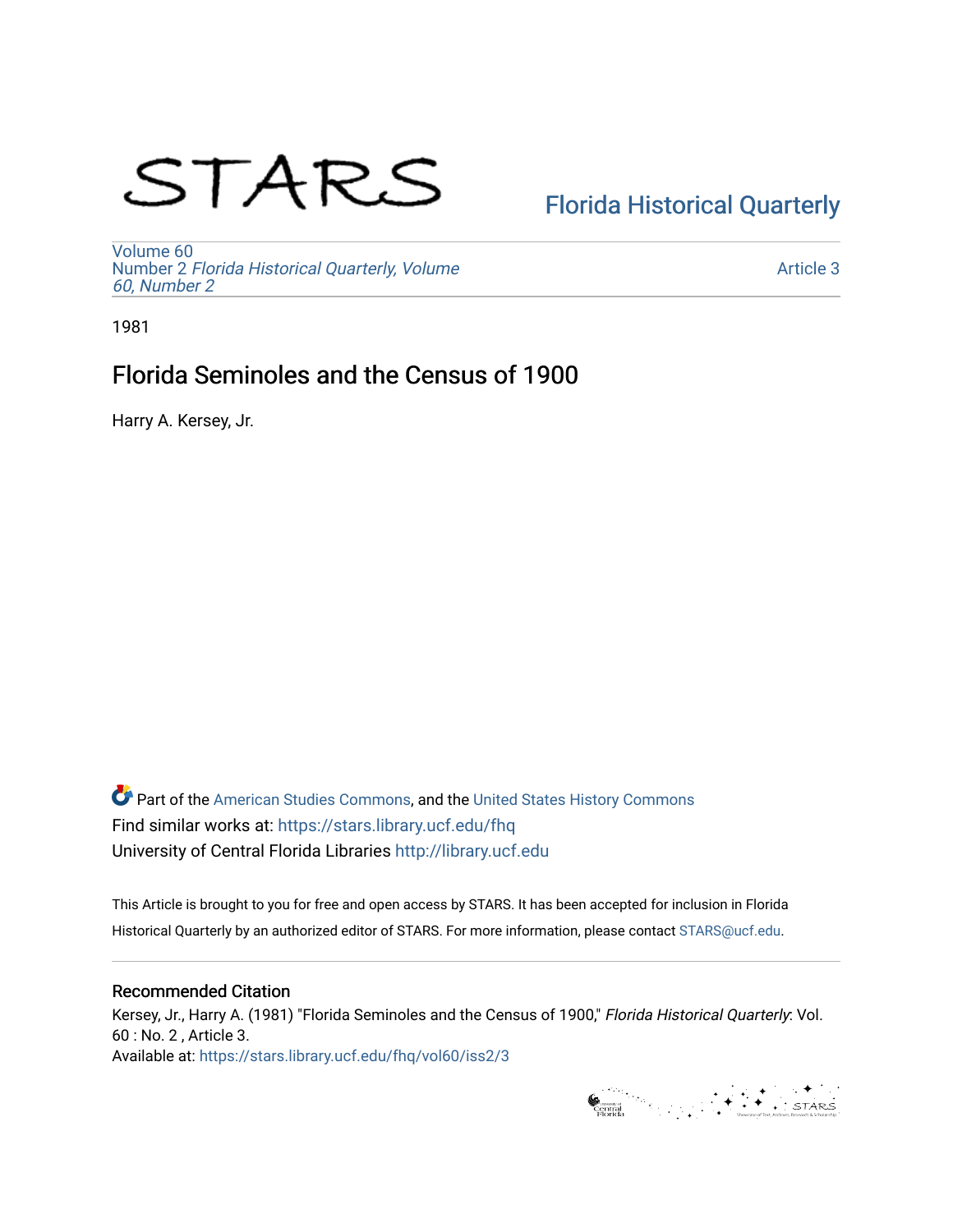STARS

Florida Historical Quarterly

Volume 60
Number 2 *Florida Historical Quarterly, Volume 60, Number 2*

Article 3

1981

# Florida Seminoles and the Census of 1900

Harry A. Kersey, Jr.

Part of the American Studies Commons, and the United States History Commons
Find similar works at: https://stars.library.ucf.edu/fhq
University of Central Florida Libraries http://library.ucf.edu

This Article is brought to you for free and open access by STARS. It has been accepted for inclusion in Florida Historical Quarterly by an authorized editor of STARS. For more information, please contact STARS@ucf.edu.

## Recommended Citation

Kersey, Jr., Harry A. (1981) "Florida Seminoles and the Census of 1900," *Florida Historical Quarterly*: Vol. 60 : No. 2 , Article 3.
Available at: https://stars.library.ucf.edu/fhq/vol60/iss2/3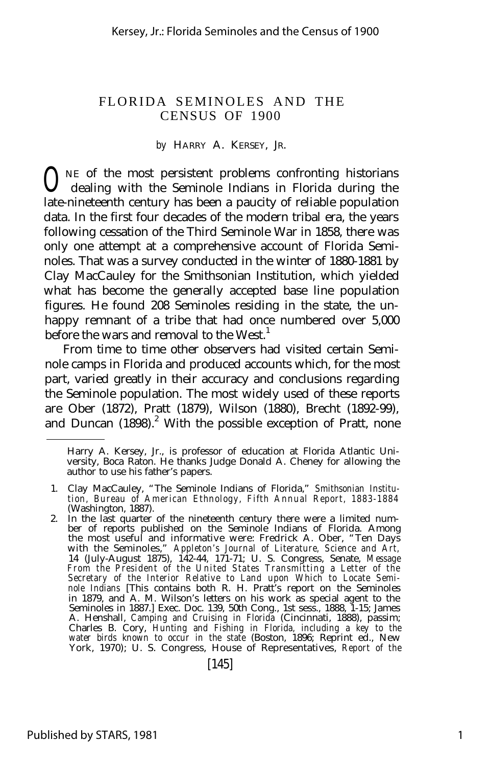# FLORIDA SEMINOLES AND THE CENSUS OF 1900

*by* HARRY A. KERSEY, JR.

ONE of the most persistent problems confronting historians dealing with the Seminole Indians in Florida during the late-nineteenth century has been a paucity of reliable population data. In the first four decades of the modern tribal era, the years following cessation of the Third Seminole War in 1858, there was only one attempt at a comprehensive account of Florida Seminoles. That was a survey conducted in the winter of 1880-1881 by Clay MacCauley for the Smithsonian Institution, which yielded what has become the generally accepted base line population figures. He found 208 Seminoles residing in the state, the unhappy remnant of a tribe that had once numbered over 5,000 before the wars and removal to the West.[1]

From time to time other observers had visited certain Seminole camps in Florida and produced accounts which, for the most part, varied greatly in their accuracy and conclusions regarding the Seminole population. The most widely used of these reports are Ober (1872), Pratt (1879), Wilson (1880), Brecht (1892-99), and Duncan (1898).[2] With the possible exception of Pratt, none

---

Harry A. Kersey, Jr., is professor of education at Florida Atlantic University, Boca Raton. He thanks Judge Donald A. Cheney for allowing the author to use his father's papers.

1. Clay MacCauley, "The Seminole Indians of Florida," *Smithsonian Institution, Bureau of American Ethnology, Fifth Annual Report, 1883-1884* (Washington, 1887).
2. In the last quarter of the nineteenth century there were a limited number of reports published on the Seminole Indians of Florida. Among the most useful and informative were: Fredrick A. Ober, "Ten Days with the Seminoles," *Appleton's Journal of Literature, Science and Art,* 14 (July-August 1875), 142-44, 171-71; U. S. Congress, Senate, *Message From the President of the United States Transmitting a Letter of the Secretary of the Interior Relative to Land upon Which to Locate Seminole Indians* [This contains both R. H. Pratt's report on the Seminoles in 1879, and A. M. Wilson's letters on his work as special agent to the Seminoles in 1887.] Exec. Doc. 139, 50th Cong., 1st sess., 1888, 1-15; James A. Henshall, *Camping and Cruising in Florida* (Cincinnati, 1888), passim; Charles B. Cory, *Hunting and Fishing in Florida, including a key to the water birds known to occur in the state* (Boston, 1896; Reprint ed., New York, 1970); U. S. Congress, House of Representatives, *Report of the*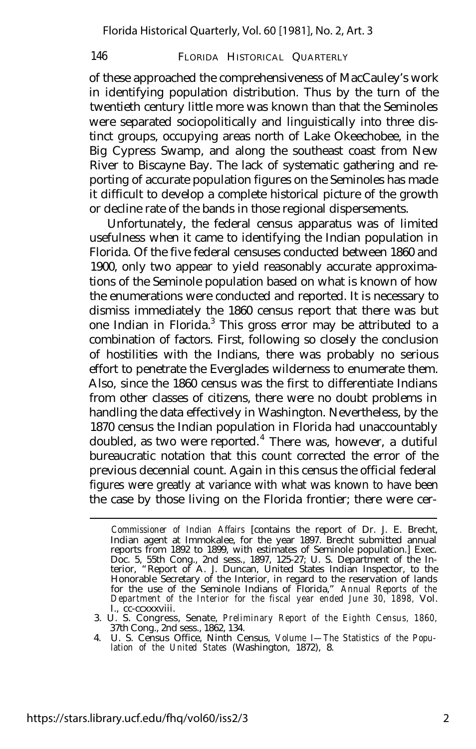of these approached the comprehensiveness of MacCauley's work in identifying population distribution. Thus by the turn of the twentieth century little more was known than that the Seminoles were separated sociopolitically and linguistically into three distinct groups, occupying areas north of Lake Okeechobee, in the Big Cypress Swamp, and along the southeast coast from New River to Biscayne Bay. The lack of systematic gathering and reporting of accurate population figures on the Seminoles has made it difficult to develop a complete historical picture of the growth or decline rate of the bands in those regional dispersements.

Unfortunately, the federal census apparatus was of limited usefulness when it came to identifying the Indian population in Florida. Of the five federal censuses conducted between 1860 and 1900, only two appear to yield reasonably accurate approximations of the Seminole population based on what is known of how the enumerations were conducted and reported. It is necessary to dismiss immediately the 1860 census report that there was but one Indian in Florida.[3] This gross error may be attributed to a combination of factors. First, following so closely the conclusion of hostilities with the Indians, there was probably no serious effort to penetrate the Everglades wilderness to enumerate them. Also, since the 1860 census was the first to differentiate Indians from other classes of citizens, there were no doubt problems in handling the data effectively in Washington. Nevertheless, by the 1870 census the Indian population in Florida had unaccountably doubled, as two were reported.[4] There was, however, a dutiful bureaucratic notation that this count corrected the error of the previous decennial count. Again in this census the official federal figures were greatly at variance with what was known to have been the case by those living on the Florida frontier; there were cer-

---

*Commissioner of Indian Affairs* [contains the report of Dr. J. E. Brecht, Indian agent at Immokalee, for the year 1897. Brecht submitted annual reports from 1892 to 1899, with estimates of Seminole population.] Exec. Doc. 5, 55th Cong., 2nd sess., 1897, 125-27; U. S. Department of the Interior, "Report of A. J. Duncan, United States Indian Inspector, to the Honorable Secretary of the Interior, in regard to the reservation of lands for the use of the Seminole Indians of Florida," *Annual Reports of the Department of the Interior for the fiscal year ended June 30, 1898,* Vol. I., cc-ccxxxviii.

3. U. S. Congress, Senate, *Preliminary Report of the Eighth Census, 1860,* 37th Cong., 2nd sess., 1862, 134.

4. U. S. Census Office, Ninth Census, *Volume I—The Statistics of the Population of the United States* (Washington, 1872), 8.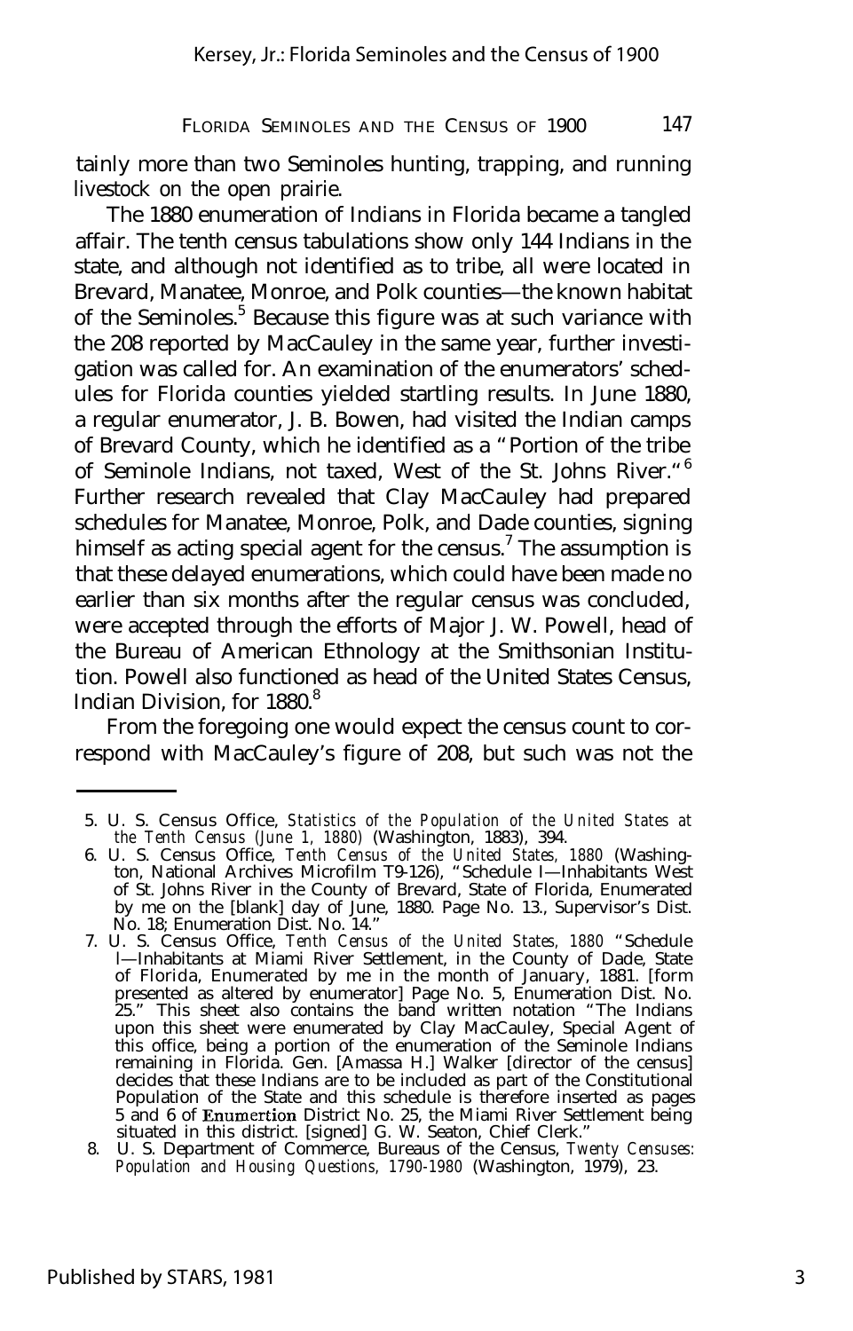tainly more than two Seminoles hunting, trapping, and running livestock on the open prairie.

The 1880 enumeration of Indians in Florida became a tangled affair. The tenth census tabulations show only 144 Indians in the state, and although not identified as to tribe, all were located in Brevard, Manatee, Monroe, and Polk counties—the known habitat of the Seminoles.[5] Because this figure was at such variance with the 208 reported by MacCauley in the same year, further investigation was called for. An examination of the enumerators' schedules for Florida counties yielded startling results. In June 1880, a regular enumerator, J. B. Bowen, had visited the Indian camps of Brevard County, which he identified as a "Portion of the tribe of Seminole Indians, not taxed, West of the St. Johns River."[6] Further research revealed that Clay MacCauley had prepared schedules for Manatee, Monroe, Polk, and Dade counties, signing himself as acting special agent for the census.[7] The assumption is that these delayed enumerations, which could have been made no earlier than six months after the regular census was concluded, were accepted through the efforts of Major J. W. Powell, head of the Bureau of American Ethnology at the Smithsonian Institution. Powell also functioned as head of the United States Census, Indian Division, for 1880.[8]

From the foregoing one would expect the census count to correspond with MacCauley's figure of 208, but such was not the

---

5. U. S. Census Office, *Statistics of the Population of the United States at the Tenth Census (June 1, 1880)* (Washington, 1883), 394.
6. U. S. Census Office, *Tenth Census of the United States, 1880* (Washington, National Archives Microfilm T9-126), "Schedule I—Inhabitants West of St. Johns River in the County of Brevard, State of Florida, Enumerated by me on the [blank] day of June, 1880. Page No. 13., Supervisor's Dist. No. 18; Enumeration Dist. No. 14."
7. U. S. Census Office, *Tenth Census of the United States, 1880* "Schedule I—Inhabitants at Miami River Settlement, in the County of Dade, State of Florida, Enumerated by me in the month of January, 1881. [form presented as altered by enumerator] Page No. 5, Enumeration Dist. No. 25." This sheet also contains the band written notation "The Indians upon this sheet were enumerated by Clay MacCauley, Special Agent of this office, being a portion of the enumeration of the Seminole Indians remaining in Florida. Gen. [Amassa H.] Walker [director of the census] decides that these Indians are to be included as part of the Constitutional Population of the State and this schedule is therefore inserted as pages 5 and 6 of Enumertion District No. 25, the Miami River Settlement being situated in this district. [signed] G. W. Seaton, Chief Clerk."
8. U. S. Department of Commerce, Bureaus of the Census, *Twenty Censuses: Population and Housing Questions, 1790-1980* (Washington, 1979), 23.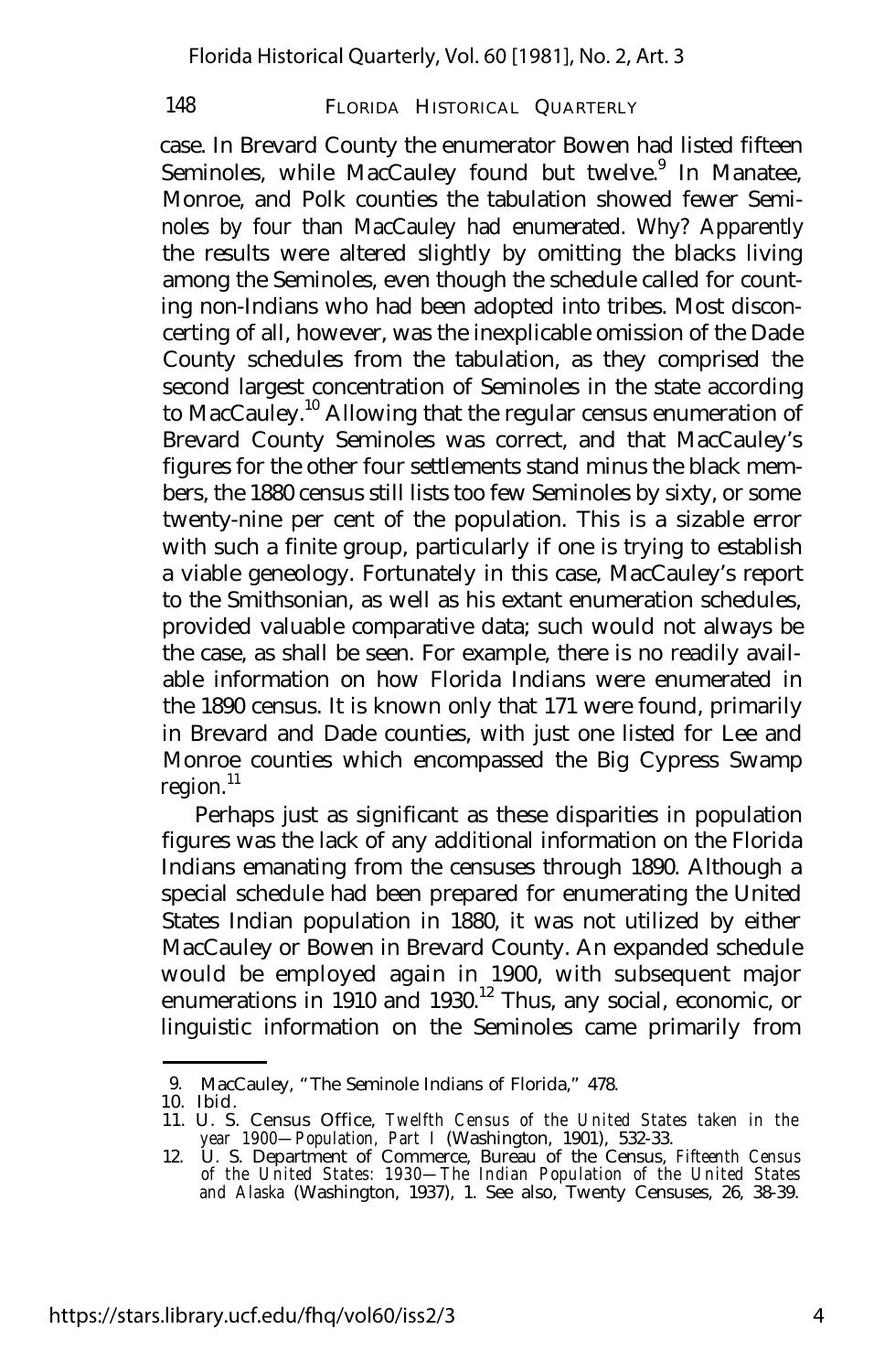case. In Brevard County the enumerator Bowen had listed fifteen Seminoles, while MacCauley found but twelve.[9] In Manatee, Monroe, and Polk counties the tabulation showed fewer Seminoles by four than MacCauley had enumerated. Why? Apparently the results were altered slightly by omitting the blacks living among the Seminoles, even though the schedule called for counting non-Indians who had been adopted into tribes. Most disconcerting of all, however, was the inexplicable omission of the Dade County schedules from the tabulation, as they comprised the second largest concentration of Seminoles in the state according to MacCauley.[10] Allowing that the regular census enumeration of Brevard County Seminoles was correct, and that MacCauley's figures for the other four settlements stand minus the black members, the 1880 census still lists too few Seminoles by sixty, or some twenty-nine per cent of the population. This is a sizable error with such a finite group, particularly if one is trying to establish a viable geneology. Fortunately in this case, MacCauley's report to the Smithsonian, as well as his extant enumeration schedules, provided valuable comparative data; such would not always be the case, as shall be seen. For example, there is no readily available information on how Florida Indians were enumerated in the 1890 census. It is known only that 171 were found, primarily in Brevard and Dade counties, with just one listed for Lee and Monroe counties which encompassed the Big Cypress Swamp region.[11]

Perhaps just as significant as these disparities in population figures was the lack of any additional information on the Florida Indians emanating from the censuses through 1890. Although a special schedule had been prepared for enumerating the United States Indian population in 1880, it was not utilized by either MacCauley or Bowen in Brevard County. An expanded schedule would be employed again in 1900, with subsequent major enumerations in 1910 and 1930.[12] Thus, any social, economic, or linguistic information on the Seminoles came primarily from

---

9. MacCauley, "The Seminole Indians of Florida," 478.
10. Ibid.
11. U. S. Census Office, *Twelfth Census of the United States taken in the year 1900—Population, Part I* (Washington, 1901), 532-33.
12. U. S. Department of Commerce, Bureau of the Census, *Fifteenth Census of the United States: 1930—The Indian Population of the United States and Alaska* (Washington, 1937), 1. See also, Twenty Censuses, 26, 38-39.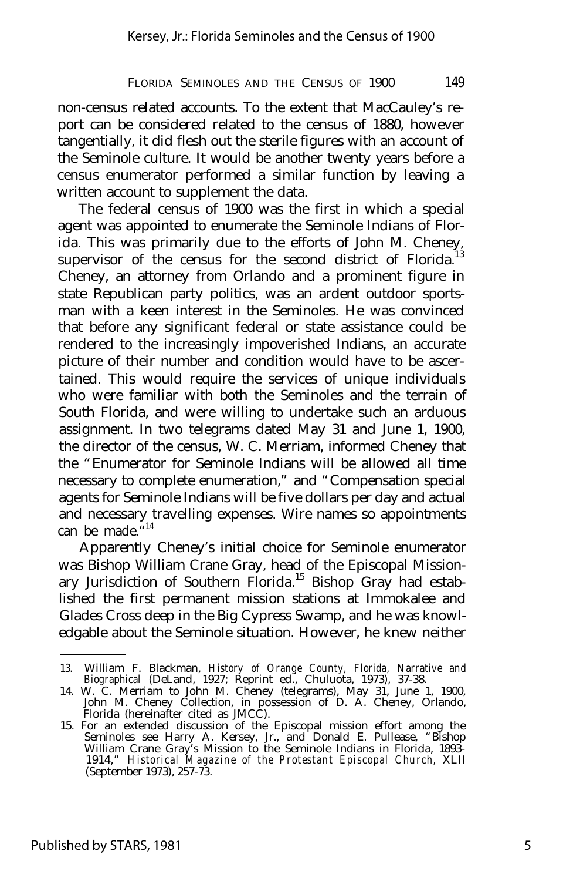non-census related accounts. To the extent that MacCauley's report can be considered related to the census of 1880, however tangentially, it did flesh out the sterile figures with an account of the Seminole culture. It would be another twenty years before a census enumerator performed a similar function by leaving a written account to supplement the data.

The federal census of 1900 was the first in which a special agent was appointed to enumerate the Seminole Indians of Florida. This was primarily due to the efforts of John M. Cheney, supervisor of the census for the second district of Florida.[13] Cheney, an attorney from Orlando and a prominent figure in state Republican party politics, was an ardent outdoor sportsman with a keen interest in the Seminoles. He was convinced that before any significant federal or state assistance could be rendered to the increasingly impoverished Indians, an accurate picture of their number and condition would have to be ascertained. This would require the services of unique individuals who were familiar with both the Seminoles and the terrain of South Florida, and were willing to undertake such an arduous assignment. In two telegrams dated May 31 and June 1, 1900, the director of the census, W. C. Merriam, informed Cheney that the "Enumerator for Seminole Indians will be allowed all time necessary to complete enumeration," and "Compensation special agents for Seminole Indians will be five dollars per day and actual and necessary travelling expenses. Wire names so appointments can be made."[14]

Apparently Cheney's initial choice for Seminole enumerator was Bishop William Crane Gray, head of the Episcopal Missionary Jurisdiction of Southern Florida.[15] Bishop Gray had established the first permanent mission stations at Immokalee and Glades Cross deep in the Big Cypress Swamp, and he was knowledgable about the Seminole situation. However, he knew neither

---

13. William F. Blackman, *History of Orange County, Florida, Narrative and Biographical* (DeLand, 1927; Reprint ed., Chuluota, 1973), 37-38.

14. W. C. Merriam to John M. Cheney (telegrams), May 31, June 1, 1900, John M. Cheney Collection, in possession of D. A. Cheney, Orlando, Florida (hereinafter cited as JMCC).

15. For an extended discussion of the Episcopal mission effort among the Seminoles see Harry A. Kersey, Jr., and Donald E. Pullease, "Bishop William Crane Gray's Mission to the Seminole Indians in Florida, 1893-1914," *Historical Magazine of the Protestant Episcopal Church*, XLII (September 1973), 257-73.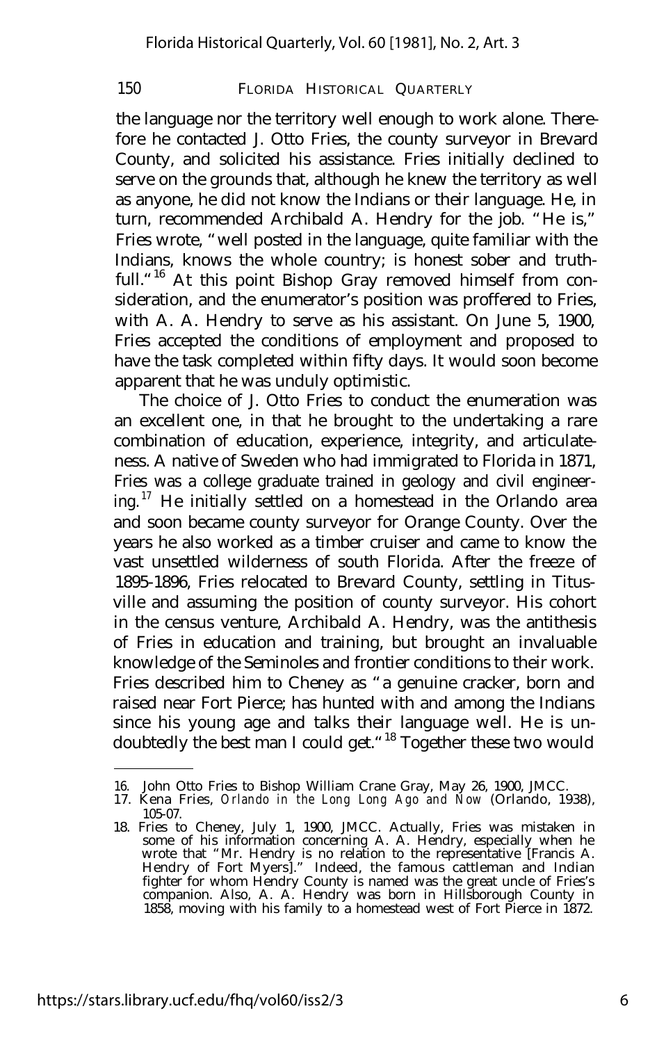the language nor the territory well enough to work alone. Therefore he contacted J. Otto Fries, the county surveyor in Brevard County, and solicited his assistance. Fries initially declined to serve on the grounds that, although he knew the territory as well as anyone, he did not know the Indians or their language. He, in turn, recommended Archibald A. Hendry for the job. "He is," Fries wrote, "well posted in the language, quite familiar with the Indians, knows the whole country; is honest sober and truthfull."[16] At this point Bishop Gray removed himself from consideration, and the enumerator's position was proffered to Fries, with A. A. Hendry to serve as his assistant. On June 5, 1900, Fries accepted the conditions of employment and proposed to have the task completed within fifty days. It would soon become apparent that he was unduly optimistic.

The choice of J. Otto Fries to conduct the enumeration was an excellent one, in that he brought to the undertaking a rare combination of education, experience, integrity, and articulateness. A native of Sweden who had immigrated to Florida in 1871, Fries was a college graduate trained in geology and civil engineering.[17] He initially settled on a homestead in the Orlando area and soon became county surveyor for Orange County. Over the years he also worked as a timber cruiser and came to know the vast unsettled wilderness of south Florida. After the freeze of 1895-1896, Fries relocated to Brevard County, settling in Titusville and assuming the position of county surveyor. His cohort in the census venture, Archibald A. Hendry, was the antithesis of Fries in education and training, but brought an invaluable knowledge of the Seminoles and frontier conditions to their work. Fries described him to Cheney as "a genuine cracker, born and raised near Fort Pierce; has hunted with and among the Indians since his young age and talks their language well. He is undoubtedly the best man I could get."[18] Together these two would

---

16. John Otto Fries to Bishop William Crane Gray, May 26, 1900, JMCC.
17. Kena Fries, *Orlando in the Long Long Ago and Now* (Orlando, 1938), 105-07.
18. Fries to Cheney, July 1, 1900, JMCC. Actually, Fries was mistaken in some of his information concerning A. A. Hendry, especially when he wrote that "Mr. Hendry is no relation to the representative [Francis A. Hendry of Fort Myers]." Indeed, the famous cattleman and Indian fighter for whom Hendry County is named was the great uncle of Fries's companion. Also, A. A. Hendry was born in Hillsborough County in 1858, moving with his family to a homestead west of Fort Pierce in 1872.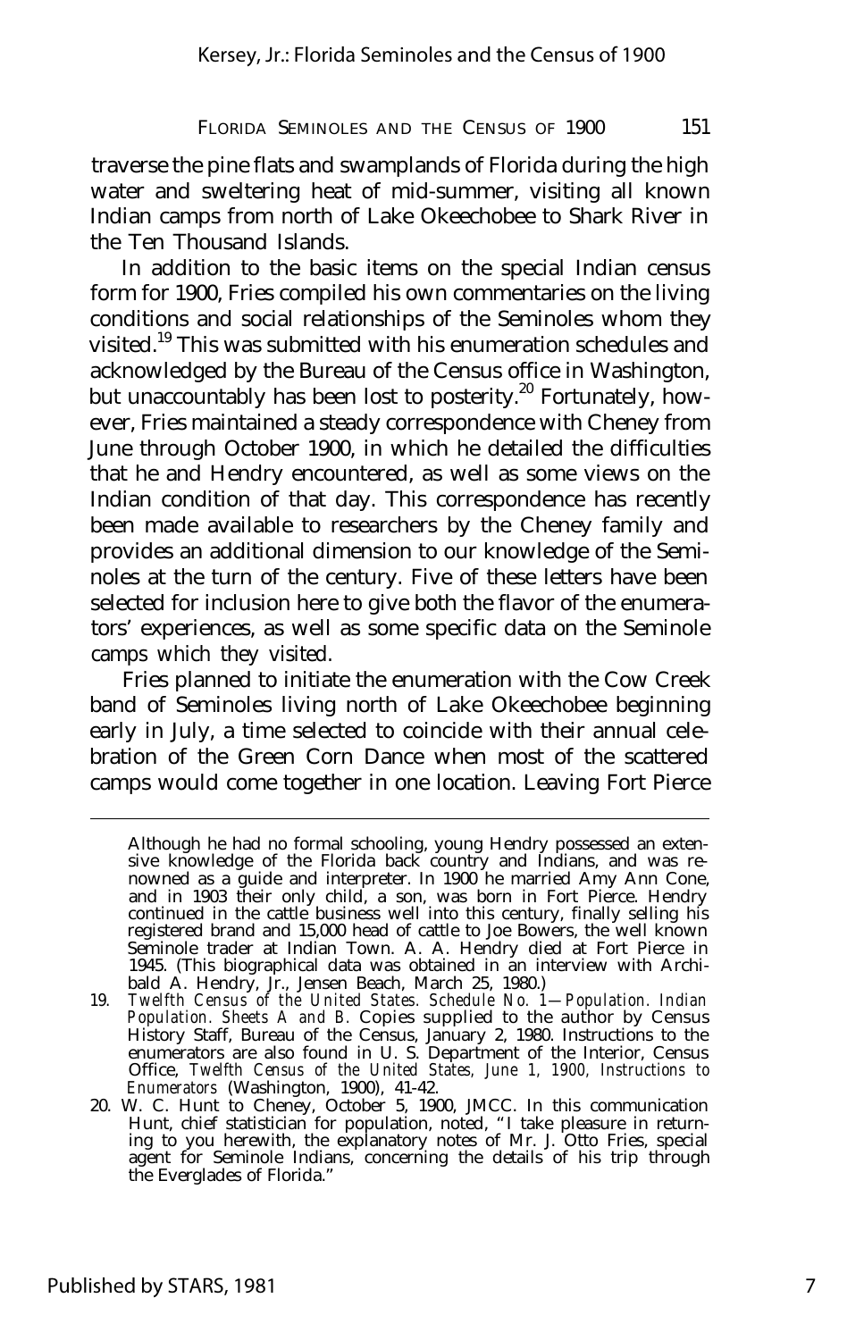traverse the pine flats and swamplands of Florida during the high water and sweltering heat of mid-summer, visiting all known Indian camps from north of Lake Okeechobee to Shark River in the Ten Thousand Islands.

In addition to the basic items on the special Indian census form for 1900, Fries compiled his own commentaries on the living conditions and social relationships of the Seminoles whom they visited.[19] This was submitted with his enumeration schedules and acknowledged by the Bureau of the Census office in Washington, but unaccountably has been lost to posterity.[20] Fortunately, however, Fries maintained a steady correspondence with Cheney from June through October 1900, in which he detailed the difficulties that he and Hendry encountered, as well as some views on the Indian condition of that day. This correspondence has recently been made available to researchers by the Cheney family and provides an additional dimension to our knowledge of the Seminoles at the turn of the century. Five of these letters have been selected for inclusion here to give both the flavor of the enumerators' experiences, as well as some specific data on the Seminole camps which they visited.

Fries planned to initiate the enumeration with the Cow Creek band of Seminoles living north of Lake Okeechobee beginning early in July, a time selected to coincide with their annual celebration of the Green Corn Dance when most of the scattered camps would come together in one location. Leaving Fort Pierce

---

Although he had no formal schooling, young Hendry possessed an extensive knowledge of the Florida back country and Indians, and was renowned as a guide and interpreter. In 1900 he married Amy Ann Cone, and in 1903 their only child, a son, was born in Fort Pierce. Hendry continued in the cattle business well into this century, finally selling his registered brand and 15,000 head of cattle to Joe Bowers, the well known Seminole trader at Indian Town. A. A. Hendry died at Fort Pierce in 1945. (This biographical data was obtained in an interview with Archibald A. Hendry, Jr., Jensen Beach, March 25, 1980.)

19. *Twelfth Census of the United States. Schedule No. 1—Population. Indian Population. Sheets A and B.* Copies supplied to the author by Census History Staff, Bureau of the Census, January 2, 1980. Instructions to the enumerators are also found in U. S. Department of the Interior, Census Office, *Twelfth Census of the United States, June 1, 1900, Instructions to Enumerators* (Washington, 1900), 41-42.

20. W. C. Hunt to Cheney, October 5, 1900, JMCC. In this communication Hunt, chief statistician for population, noted, "I take pleasure in returning to you herewith, the explanatory notes of Mr. J. Otto Fries, special agent for Seminole Indians, concerning the details of his trip through the Everglades of Florida."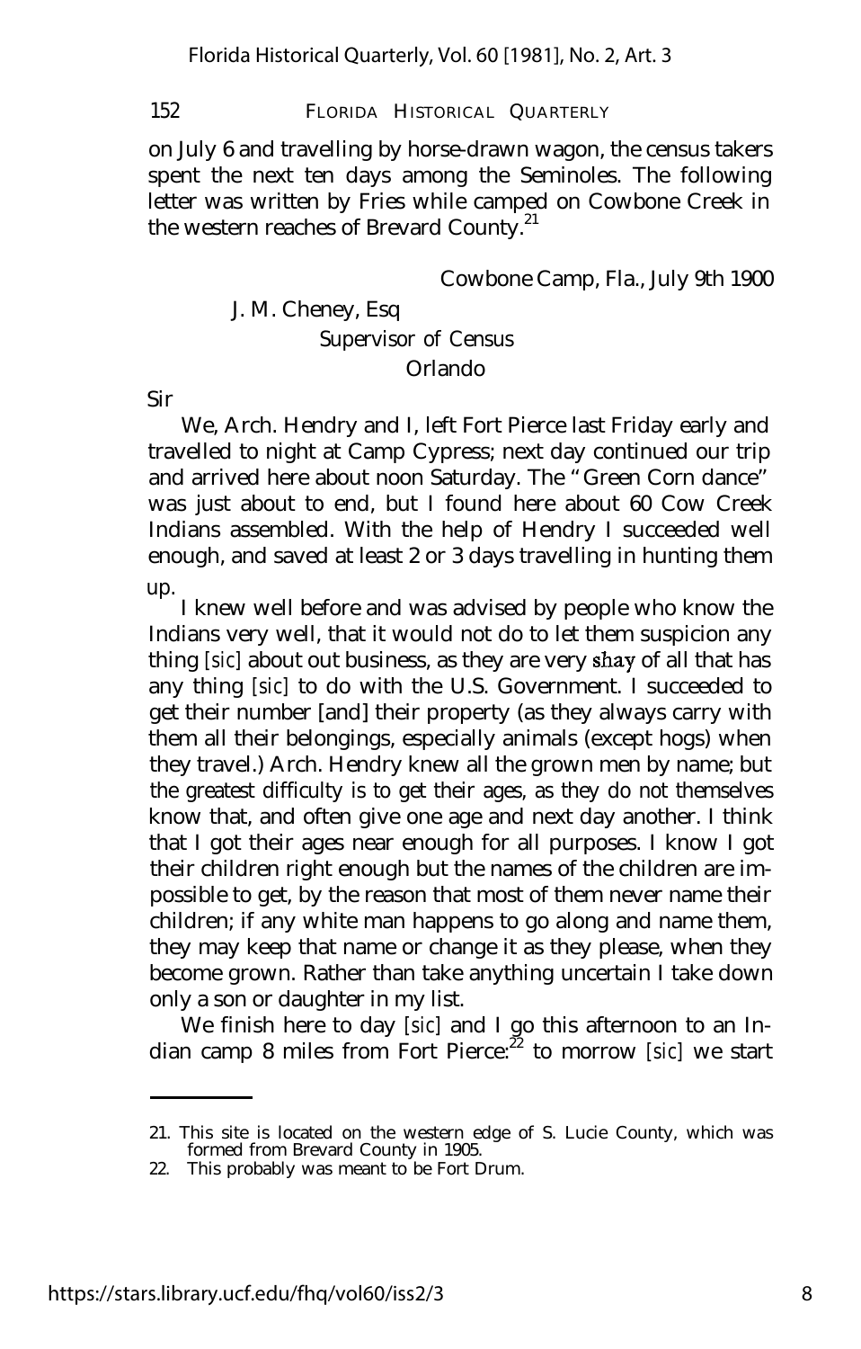on July 6 and travelling by horse-drawn wagon, the census takers spent the next ten days among the Seminoles. The following letter was written by Fries while camped on Cowbone Creek in the western reaches of Brevard County.[21]

Cowbone Camp, Fla., July 9th 1900

J. M. Cheney, Esq
Supervisor of Census
Orlando

Sir

We, Arch. Hendry and I, left Fort Pierce last Friday early and travelled to night at Camp Cypress; next day continued our trip and arrived here about noon Saturday. The "Green Corn dance" was just about to end, but I found here about 60 Cow Creek Indians assembled. With the help of Hendry I succeeded well enough, and saved at least 2 or 3 days travelling in hunting them up.

I knew well before and was advised by people who know the Indians very well, that it would not do to let them suspicion any thing [*sic*] about out business, as they are very shay of all that has any thing [*sic*] to do with the U.S. Government. I succeeded to get their number [and] their property (as they always carry with them all their belongings, especially animals (except hogs) when they travel.) Arch. Hendry knew all the grown men by name; but the greatest difficulty is to get their ages, as they do not themselves know that, and often give one age and next day another. I think that I got their ages near enough for all purposes. I know I got their children right enough but the names of the children are impossible to get, by the reason that most of them never name their children; if any white man happens to go along and name them, they may keep that name or change it as they please, when they become grown. Rather than take anything uncertain I take down only a son or daughter in my list.

We finish here to day [*sic*] and I go this afternoon to an Indian camp 8 miles from Fort Pierce:[22] to morrow [*sic*] we start

---

21. This site is located on the western edge of S. Lucie County, which was formed from Brevard County in 1905.
22. This probably was meant to be Fort Drum.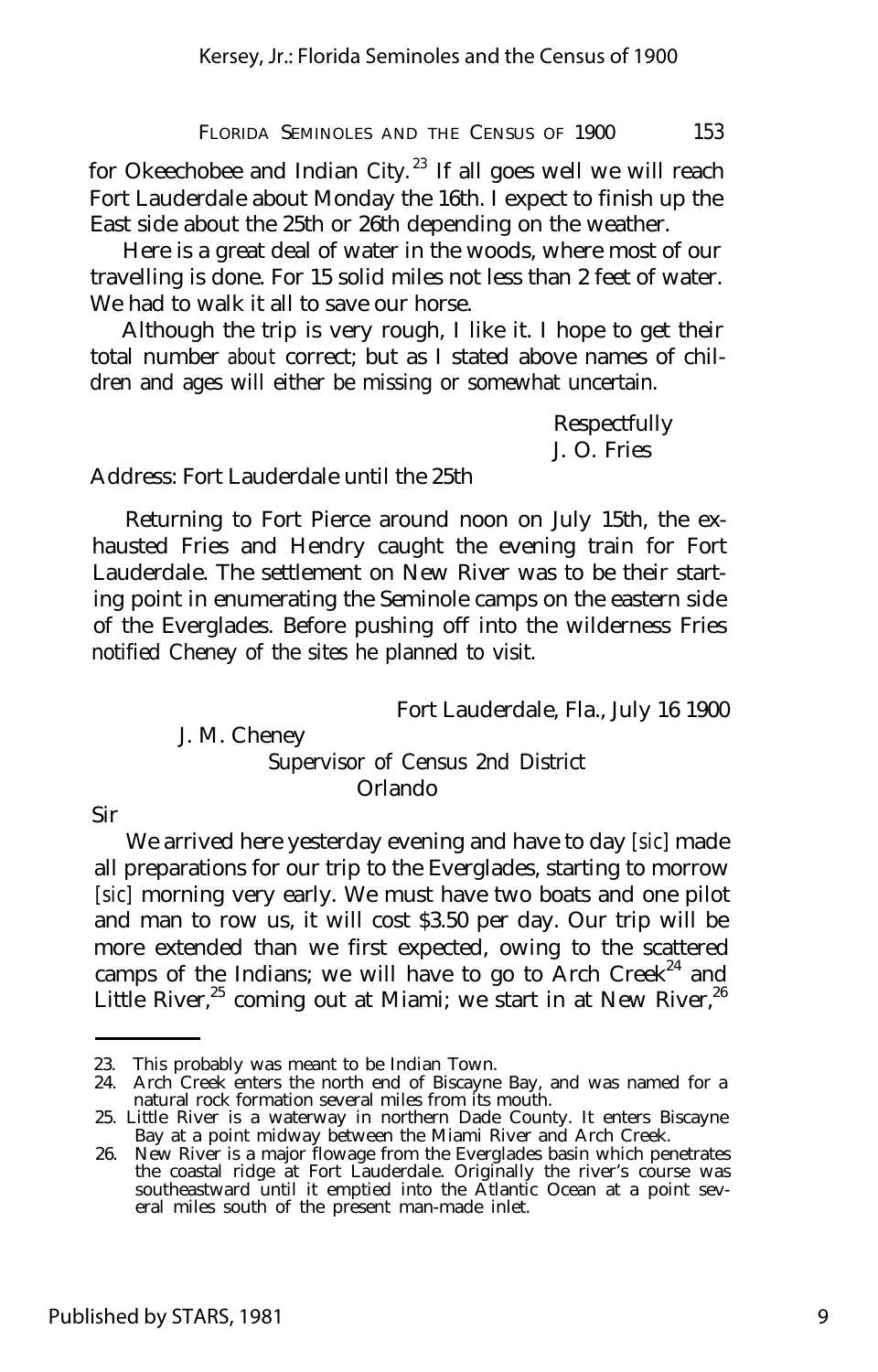for Okeechobee and Indian City.[23] If all goes well we will reach Fort Lauderdale about Monday the 16th. I expect to finish up the East side about the 25th or 26th depending on the weather.

Here is a great deal of water in the woods, where most of our travelling is done. For 15 solid miles not less than 2 feet of water. We had to walk it all to save our horse.

Although the trip is very rough, I like it. I hope to get their total number *about* correct; but as I stated above names of children and ages will either be missing or somewhat uncertain.

Respectfully
J. O. Fries

Address: Fort Lauderdale until the 25th

Returning to Fort Pierce around noon on July 15th, the exhausted Fries and Hendry caught the evening train for Fort Lauderdale. The settlement on New River was to be their starting point in enumerating the Seminole camps on the eastern side of the Everglades. Before pushing off into the wilderness Fries notified Cheney of the sites he planned to visit.

Fort Lauderdale, Fla., July 16 1900

J. M. Cheney
Supervisor of Census 2nd District
Orlando

Sir

We arrived here yesterday evening and have to day [*sic*] made all preparations for our trip to the Everglades, starting to morrow [*sic*] morning very early. We must have two boats and one pilot and man to row us, it will cost $3.50 per day. Our trip will be more extended than we first expected, owing to the scattered camps of the Indians; we will have to go to Arch Creek[24] and Little River,[25] coming out at Miami; we start in at New River,[26]

---

23. This probably was meant to be Indian Town.
24. Arch Creek enters the north end of Biscayne Bay, and was named for a natural rock formation several miles from its mouth.
25. Little River is a waterway in northern Dade County. It enters Biscayne Bay at a point midway between the Miami River and Arch Creek.
26. New River is a major flowage from the Everglades basin which penetrates the coastal ridge at Fort Lauderdale. Originally the river's course was southeastward until it emptied into the Atlantic Ocean at a point several miles south of the present man-made inlet.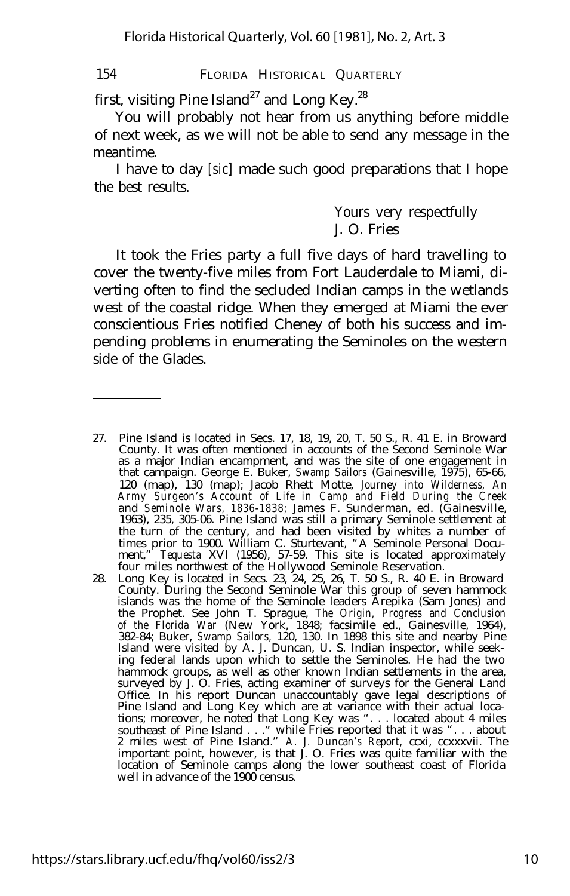first, visiting Pine Island[27] and Long Key.[28]

You will probably not hear from us anything before middle of next week, as we will not be able to send any message in the meantime.

I have to day [*sic*] made such good preparations that I hope the best results.

Yours very respectfully
J. O. Fries

It took the Fries party a full five days of hard travelling to cover the twenty-five miles from Fort Lauderdale to Miami, diverting often to find the secluded Indian camps in the wetlands west of the coastal ridge. When they emerged at Miami the ever conscientious Fries notified Cheney of both his success and impending problems in enumerating the Seminoles on the western side of the Glades.

---

27. Pine Island is located in Secs. 17, 18, 19, 20, T. 50 S., R. 41 E. in Broward County. It was often mentioned in accounts of the Second Seminole War as a major Indian encampment, and was the site of one engagement in that campaign. George E. Buker, *Swamp Sailors* (Gainesville, 1975), 65-66, 120 (map), 130 (map); Jacob Rhett Motte, *Journey into Wilderness, An Army Surgeon's Account of Life in Camp and Field During the Creek* and *Seminole Wars, 1836-1838;* James F. Sunderman, ed. (Gainesville, 1963), 235, 305-06. Pine Island was still a primary Seminole settlement at the turn of the century, and had been visited by whites a number of times prior to 1900. William C. Sturtevant, "A Seminole Personal Document," *Tequesta* XVI (1956), 57-59. This site is located approximately four miles northwest of the Hollywood Seminole Reservation.

28. Long Key is located in Secs. 23, 24, 25, 26, T. 50 S., R. 40 E. in Broward County. During the Second Seminole War this group of seven hammock islands was the home of the Seminole leaders Arepika (Sam Jones) and the Prophet. See John T. Sprague, *The Origin, Progress and Conclusion of the Florida War* (New York, 1848; facsimile ed., Gainesville, 1964), 382-84; Buker, *Swamp Sailors,* 120, 130. In 1898 this site and nearby Pine Island were visited by A. J. Duncan, U. S. Indian inspector, while seeking federal lands upon which to settle the Seminoles. He had the two hammock groups, as well as other known Indian settlements in the area, surveyed by J. O. Fries, acting examiner of surveys for the General Land Office. In his report Duncan unaccountably gave legal descriptions of Pine Island and Long Key which are at variance with their actual locations; moreover, he noted that Long Key was ". . . located about 4 miles southeast of Pine Island . . ." while Fries reported that it was ". . . about 2 miles west of Pine Island." *A. J. Duncan's Report,* ccxi, ccxxxvii. The important point, however, is that J. O. Fries was quite familiar with the location of Seminole camps along the lower southeast coast of Florida well in advance of the 1900 census.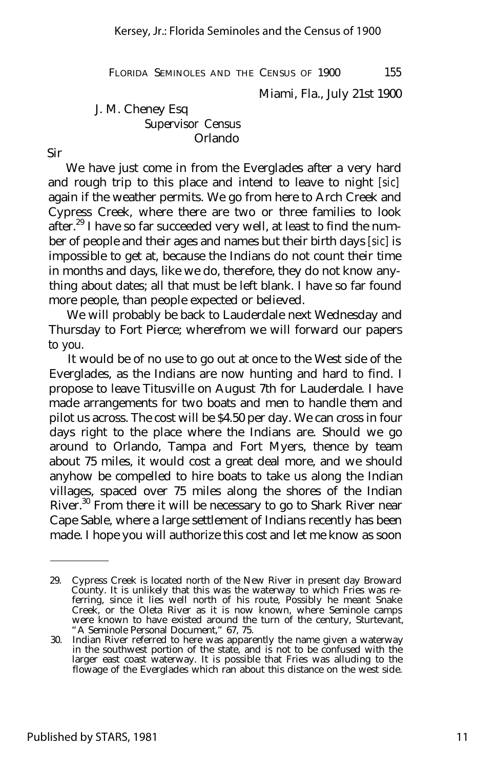Miami, Fla., July 21st 1900

J. M. Cheney Esq
Supervisor Census
Orlando

Sir

We have just come in from the Everglades after a very hard and rough trip to this place and intend to leave to night [*sic*] again if the weather permits. We go from here to Arch Creek and Cypress Creek, where there are two or three families to look after.[29] I have so far succeeded very well, at least to find the number of people and their ages and names but their birth days [*sic*] is impossible to get at, because the Indians do not count their time in months and days, like we do, therefore, they do not know anything about dates; all that must be left blank. I have so far found more people, than people expected or believed.

We will probably be back to Lauderdale next Wednesday and Thursday to Fort Pierce; wherefrom we will forward our papers to you.

It would be of no use to go out at once to the West side of the Everglades, as the Indians are now hunting and hard to find. I propose to leave Titusville on August 7th for Lauderdale. I have made arrangements for two boats and men to handle them and pilot us across. The cost will be $4.50 per day. We can cross in four days right to the place where the Indians are. Should we go around to Orlando, Tampa and Fort Myers, thence by team about 75 miles, it would cost a great deal more, and we should anyhow be compelled to hire boats to take us along the Indian villages, spaced over 75 miles along the shores of the Indian River.[30] From there it will be necessary to go to Shark River near Cape Sable, where a large settlement of Indians recently has been made. I hope you will authorize this cost and let me know as soon

---

29. Cypress Creek is located north of the New River in present day Broward County. It is unlikely that this was the waterway to which Fries was referring, since it lies well north of his route, Possibly he meant Snake Creek, or the Oleta River as it is now known, where Seminole camps were known to have existed around the turn of the century, Sturtevant, "A Seminole Personal Document," 67, 75.
30. Indian River referred to here was apparently the name given a waterway in the southwest portion of the state, and is not to be confused with the larger east coast waterway. It is possible that Fries was alluding to the flowage of the Everglades which ran about this distance on the west side.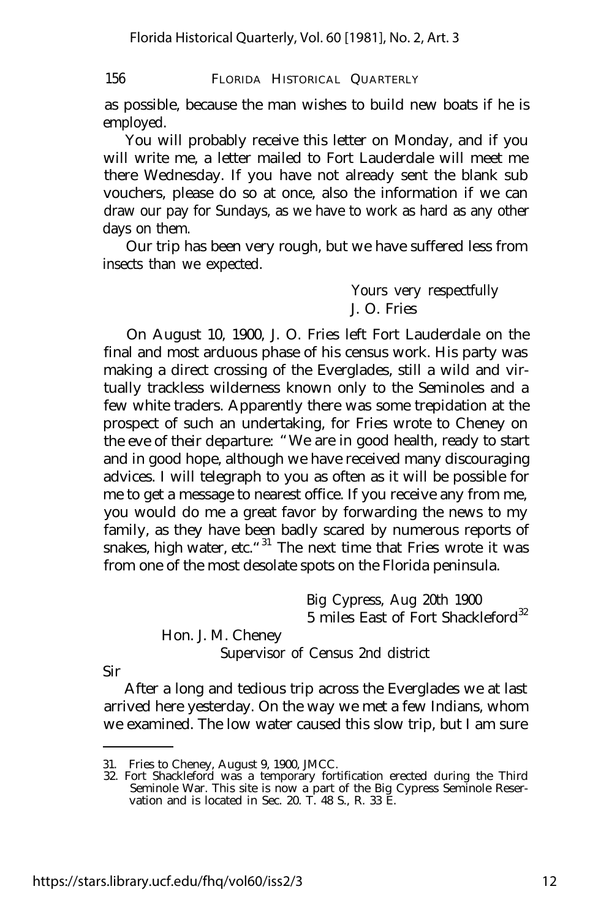as possible, because the man wishes to build new boats if he is employed.

You will probably receive this letter on Monday, and if you will write me, a letter mailed to Fort Lauderdale will meet me there Wednesday. If you have not already sent the blank sub vouchers, please do so at once, also the information if we can draw our pay for Sundays, as we have to work as hard as any other days on them.

Our trip has been very rough, but we have suffered less from insects than we expected.

Yours very respectfully
J. O. Fries

On August 10, 1900, J. O. Fries left Fort Lauderdale on the final and most arduous phase of his census work. His party was making a direct crossing of the Everglades, still a wild and virtually trackless wilderness known only to the Seminoles and a few white traders. Apparently there was some trepidation at the prospect of such an undertaking, for Fries wrote to Cheney on the eve of their departure: "We are in good health, ready to start and in good hope, although we have received many discouraging advices. I will telegraph to you as often as it will be possible for me to get a message to nearest office. If you receive any from me, you would do me a great favor by forwarding the news to my family, as they have been badly scared by numerous reports of snakes, high water, etc."[31] The next time that Fries wrote it was from one of the most desolate spots on the Florida peninsula.

Big Cypress, Aug 20th 1900
5 miles East of Fort Shackleford[32]

Hon. J. M. Cheney
Supervisor of Census 2nd district

Sir

After a long and tedious trip across the Everglades we at last arrived here yesterday. On the way we met a few Indians, whom we examined. The low water caused this slow trip, but I am sure

---

31. Fries to Cheney, August 9, 1900, JMCC.
32. Fort Shackleford was a temporary fortification erected during the Third Seminole War. This site is now a part of the Big Cypress Seminole Reservation and is located in Sec. 20. T. 48 S., R. 33 E.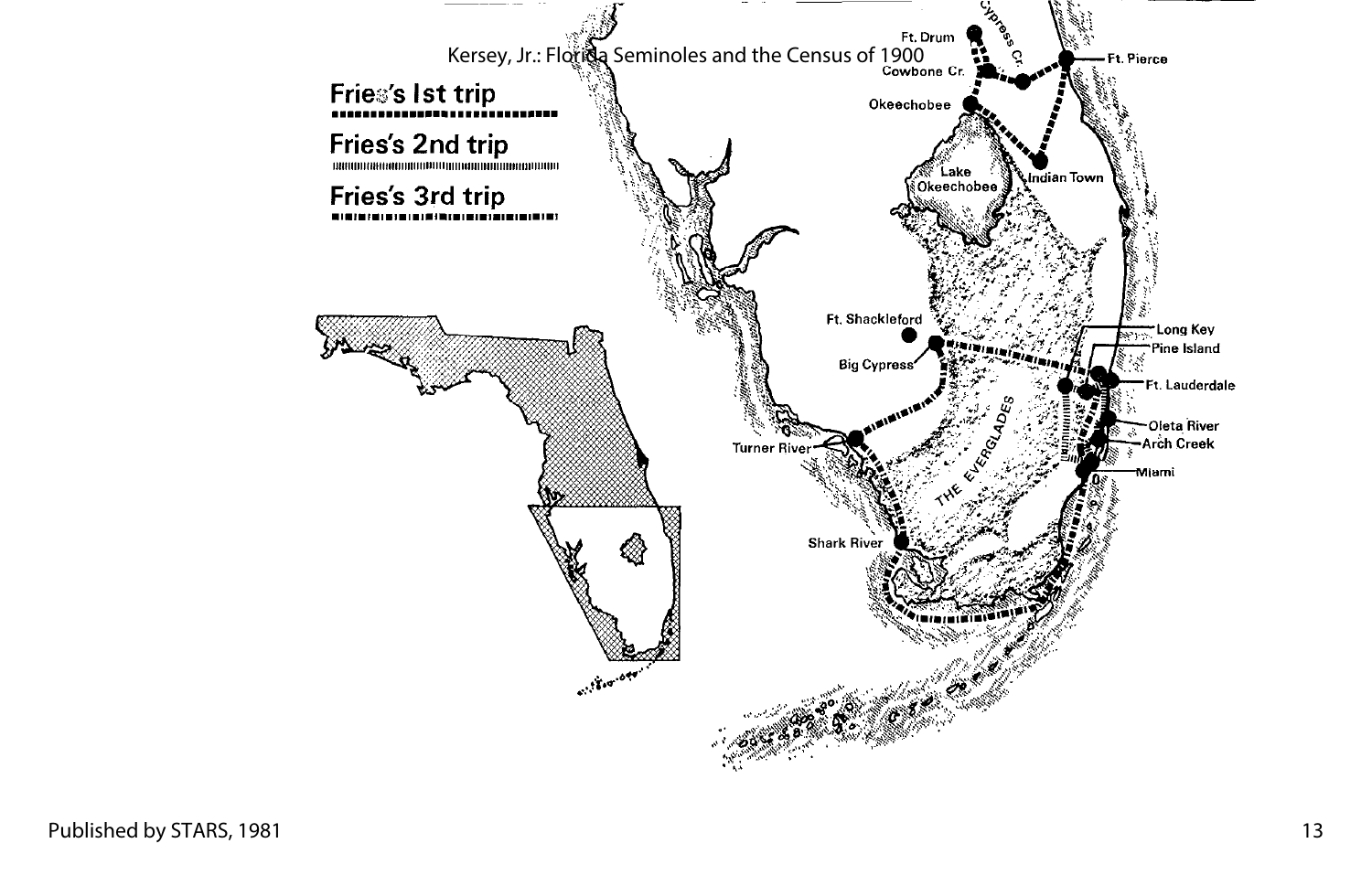Fries's 1st trip

Fries's 2nd trip

Fries's 3rd trip

Ft. Drum

Cypress Cr.

Cowbone Cr.

Ft. Pierce

Okeechobee

Lake Okeechobee

Indian Town

Ft. Shackleford

Big Cypress

Long Key

Pine Island

Ft. Lauderdale

Oleta River

Arch Creek

Miami

THE EVERGLADES

Turner River

Shark River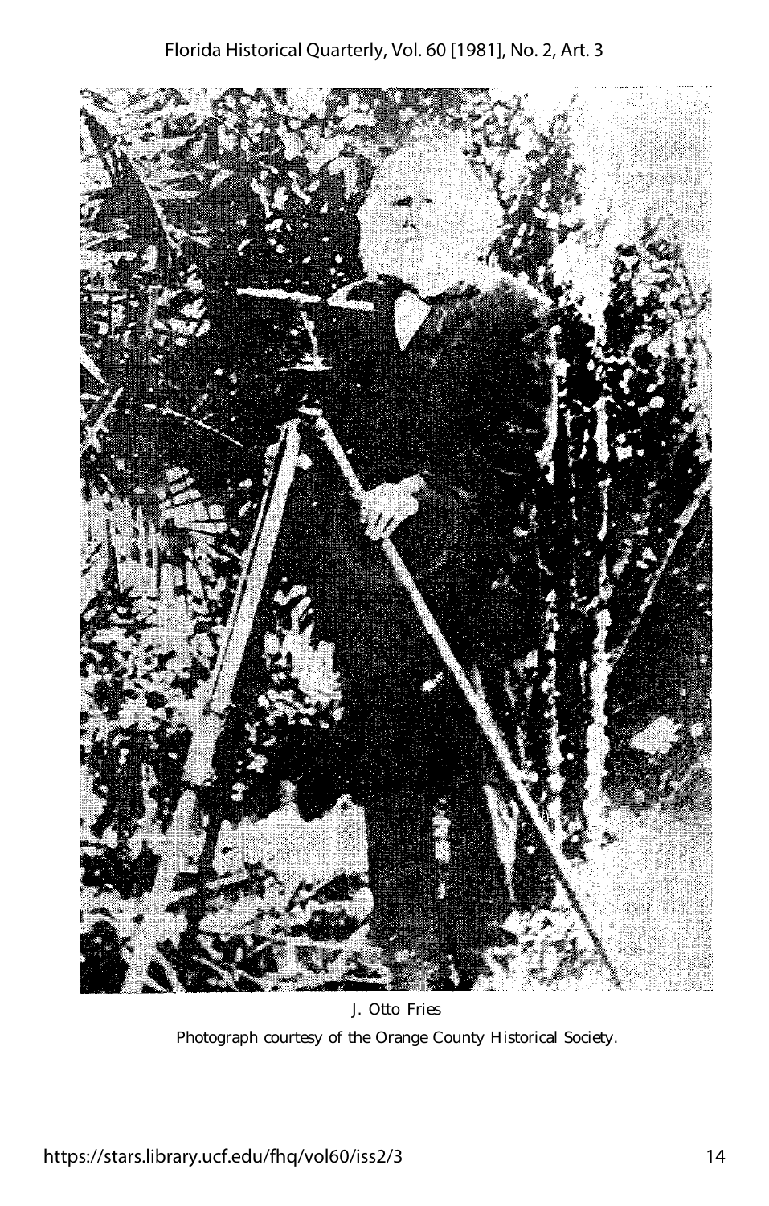J. Otto Fries

Photograph courtesy of the Orange County Historical Society.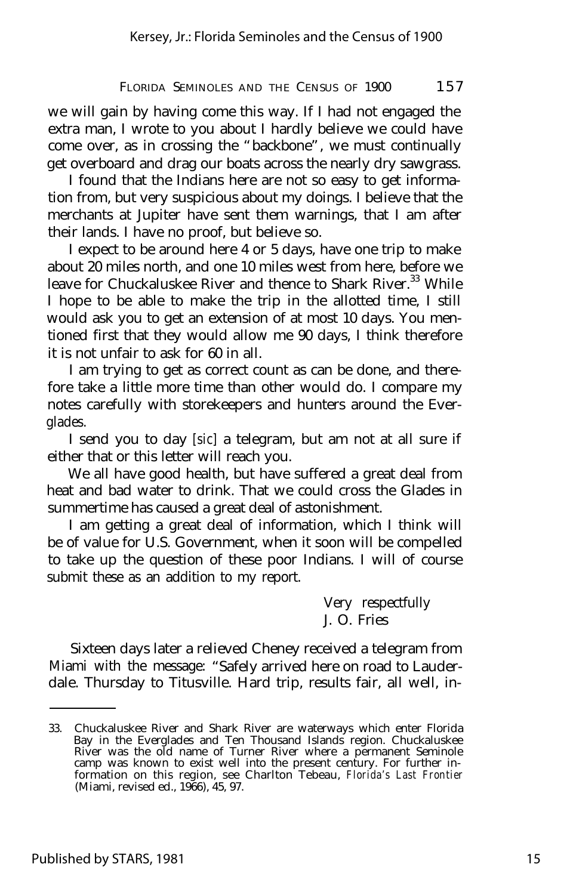we will gain by having come this way. If I had not engaged the extra man, I wrote to you about I hardly believe we could have come over, as in crossing the "backbone", we must continually get overboard and drag our boats across the nearly dry sawgrass.

I found that the Indians here are not so easy to get information from, but very suspicious about my doings. I believe that the merchants at Jupiter have sent them warnings, that I am after their lands. I have no proof, but believe so.

I expect to be around here 4 or 5 days, have one trip to make about 20 miles north, and one 10 miles west from here, before we leave for Chuckaluskee River and thence to Shark River.[33] While I hope to be able to make the trip in the allotted time, I still would ask you to get an extension of at most 10 days. You mentioned first that they would allow me 90 days, I think therefore it is not unfair to ask for 60 in all.

I am trying to get as correct count as can be done, and therefore take a little more time than other would do. I compare my notes carefully with storekeepers and hunters around the Everglades.

I send you to day [*sic*] a telegram, but am not at all sure if either that or this letter will reach you.

We all have good health, but have suffered a great deal from heat and bad water to drink. That we could cross the Glades in summertime has caused a great deal of astonishment.

I am getting a great deal of information, which I think will be of value for U.S. Government, when it soon will be compelled to take up the question of these poor Indians. I will of course submit these as an addition to my report.

Very respectfully
J. O. Fries

Sixteen days later a relieved Cheney received a telegram from Miami with the message: "Safely arrived here on road to Lauderdale. Thursday to Titusville. Hard trip, results fair, all well, in-

---

33. Chuckaluskee River and Shark River are waterways which enter Florida Bay in the Everglades and Ten Thousand Islands region. Chuckaluskee River was the old name of Turner River where a permanent Seminole camp was known to exist well into the present century. For further information on this region, see Charlton Tebeau, *Florida's Last Frontier* (Miami, revised ed., 1966), 45, 97.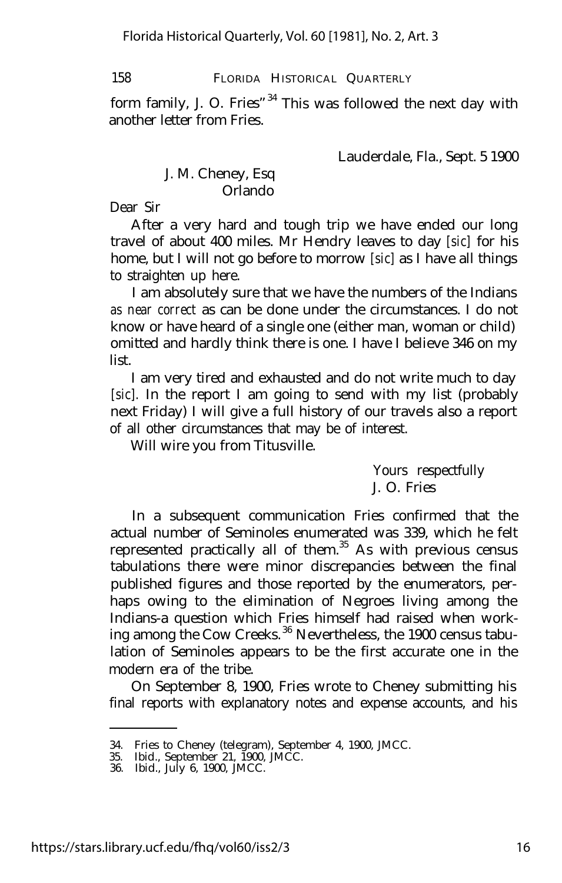form family, J. O. Fries"[34] This was followed the next day with another letter from Fries.

Lauderdale, Fla., Sept. 5 1900

J. M. Cheney, Esq
Orlando

Dear Sir

After a very hard and tough trip we have ended our long travel of about 400 miles. Mr Hendry leaves to day [*sic*] for his home, but I will not go before to morrow [*sic*] as I have all things to straighten up here.

I am absolutely sure that we have the numbers of the Indians *as near correct* as can be done under the circumstances. I do not know or have heard of a single one (either man, woman or child) omitted and hardly think there is one. I have I believe 346 on my list.

I am very tired and exhausted and do not write much to day [*sic*]. In the report I am going to send with my list (probably next Friday) I will give a full history of our travels also a report of all other circumstances that may be of interest.

Will wire you from Titusville.

Yours respectfully
J. O. Fries

In a subsequent communication Fries confirmed that the actual number of Seminoles enumerated was 339, which he felt represented practically all of them.[35] As with previous census tabulations there were minor discrepancies between the final published figures and those reported by the enumerators, perhaps owing to the elimination of Negroes living among the Indians-a question which Fries himself had raised when working among the Cow Creeks.[36] Nevertheless, the 1900 census tabulation of Seminoles appears to be the first accurate one in the modern era of the tribe.

On September 8, 1900, Fries wrote to Cheney submitting his final reports with explanatory notes and expense accounts, and his

---

34. Fries to Cheney (telegram), September 4, 1900, JMCC.
35. Ibid., September 21, 1900, JMCC.
36. Ibid., July 6, 1900, JMCC.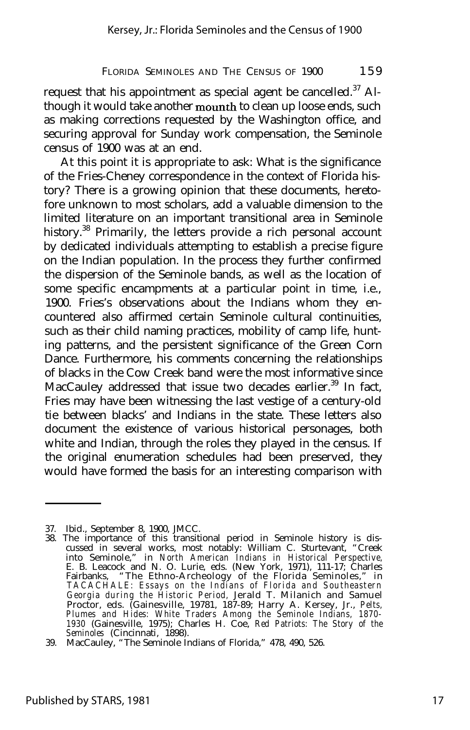request that his appointment as special agent be cancelled.[37] Although it would take another mounth to clean up loose ends, such as making corrections requested by the Washington office, and securing approval for Sunday work compensation, the Seminole census of 1900 was at an end.

At this point it is appropriate to ask: What is the significance of the Fries-Cheney correspondence in the context of Florida history? There is a growing opinion that these documents, heretofore unknown to most scholars, add a valuable dimension to the limited literature on an important transitional area in Seminole history.[38] Primarily, the letters provide a rich personal account by dedicated individuals attempting to establish a precise figure on the Indian population. In the process they further confirmed the dispersion of the Seminole bands, as well as the location of some specific encampments at a particular point in time, i.e., 1900. Fries's observations about the Indians whom they encountered also affirmed certain Seminole cultural continuities, such as their child naming practices, mobility of camp life, hunting patterns, and the persistent significance of the Green Corn Dance. Furthermore, his comments concerning the relationships of blacks in the Cow Creek band were the most informative since MacCauley addressed that issue two decades earlier.[39] In fact, Fries may have been witnessing the last vestige of a century-old tie between blacks' and Indians in the state. These letters also document the existence of various historical personages, both white and Indian, through the roles they played in the census. If the original enumeration schedules had been preserved, they would have formed the basis for an interesting comparison with

---

37. Ibid., September 8, 1900, JMCC.
38. The importance of this transitional period in Seminole history is discussed in several works, most notably: William C. Sturtevant, "Creek into Seminole," in *North American Indians in Historical Perspective*, E. B. Leacock and N. O. Lurie, eds. (New York, 1971), 111-17; Charles Fairbanks, "The Ethno-Archeology of the Florida Seminoles," in *TACACHALE: Essays on the Indians of Florida and Southeastern Georgia during the Historic Period*, Jerald T. Milanich and Samuel Proctor, eds. (Gainesville, 19781, 187-89; Harry A. Kersey, Jr., *Pelts, Plumes and Hides: White Traders Among the Seminole Indians, 1870-1930* (Gainesville, 1975); Charles H. Coe, *Red Patriots: The Story of the Seminoles* (Cincinnati, 1898).
39. MacCauley, "The Seminole Indians of Florida," 478, 490, 526.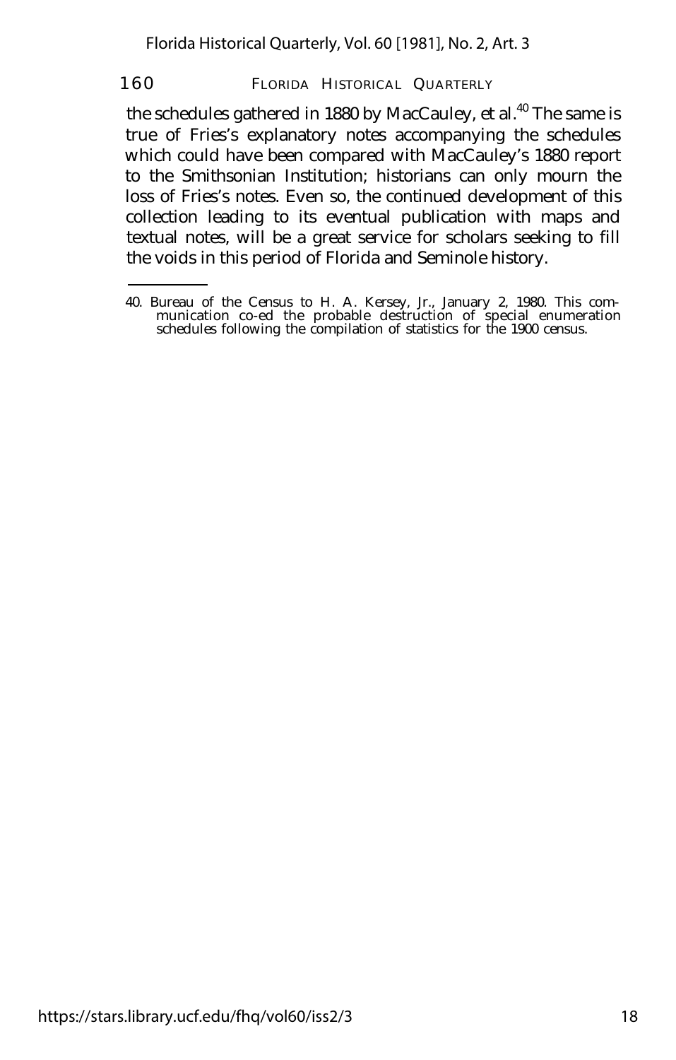the schedules gathered in 1880 by MacCauley, et al.[40] The same is true of Fries's explanatory notes accompanying the schedules which could have been compared with MacCauley's 1880 report to the Smithsonian Institution; historians can only mourn the loss of Fries's notes. Even so, the continued development of this collection leading to its eventual publication with maps and textual notes, will be a great service for scholars seeking to fill the voids in this period of Florida and Seminole history.

---

40. Bureau of the Census to H. A. Kersey, Jr., January 2, 1980. This communication co-ed the probable destruction of special enumeration schedules following the compilation of statistics for the 1900 census.